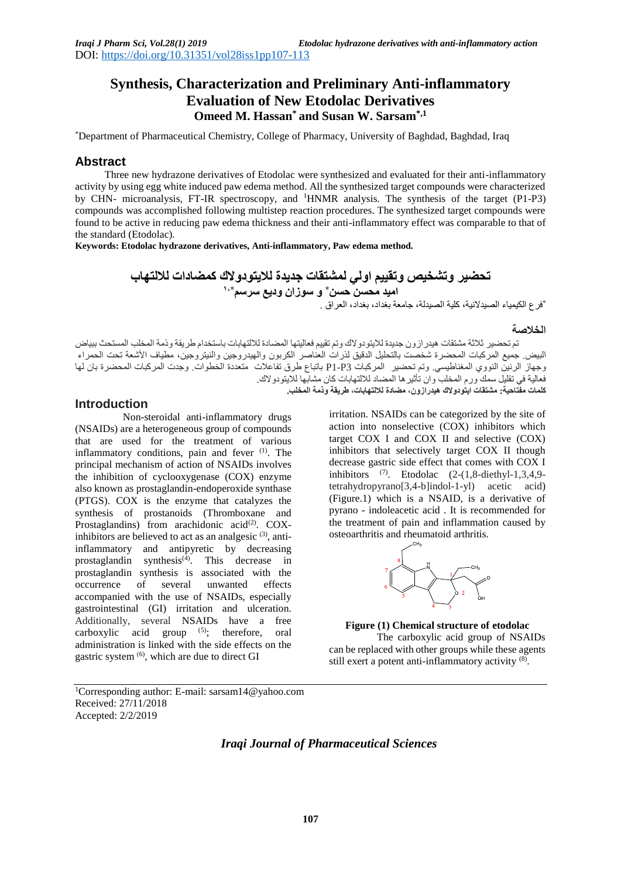DOI: https://doi.org/10.31351/vol28iss1pp107-113

# Synthesis, Characterization and Preliminary Anti-inflammatory Evaluation of New Etodolac Derivatives

**Omeed M. Hassan[*] and Susan W. Sarsam[*,1]**

[*]Department of Pharmaceutical Chemistry, College of Pharmacy, University of Baghdad, Baghdad, Iraq

## Abstract

Three new hydrazone derivatives of Etodolac were synthesized and evaluated for their anti-inflammatory activity by using egg white induced paw edema method. All the synthesized target compounds were characterized by CHN- microanalysis, FT-IR spectroscopy, and $^1$HNMR analysis. The synthesis of the target (P1-P3) compounds was accomplished following multistep reaction procedures. The synthesized target compounds were found to be active in reducing paw edema thickness and their anti-inflammatory effect was comparable to that of the standard (Etodolac).

**Keywords: Etodolac hydrazone derivatives, Anti-inflammatory, Paw edema method.**

# تحضير وتشخيص وتقييم اولي لمشتقات جديدة للايتودولاك كمضادات للالتهاب

**اميد محسن حسن* و سوزان وديع سرسم*،١**

*فرع الكيمياء الصيدلانية، كلية الصيدلة، جامعة بغداد، بغداد، العراق .

## الخلاصة

تم تحضير ثلاثة مشتقات هيدرازون جديدة للايتودولاك وتم تقييم فعاليتها المضادة للالتهابات باستخدام طريقة وذمة المخلب المستحث ببياض البيض. جميع المركبات المحضرة شخصت بالتحليل الدقيق لذرات العناصر الكربون والهيدروجين والنيتروجين، مطياف الأشعة تحت الحمراء وجهاز الرنين النووي المغناطيسي. وتم تحضير المركبات P1-P3 باتباع طرق تفاعلات متعددة الخطوات. وجدت المركبات المحضرة بان لها فعالية في تقليل سمك ورم المخلب وان تأثيرها المضاد للالتهابات كان مشابها للايتودولاك.

**كلمات مفتاحية: مشتقات ايتودولاك هيدرازون، مضادة للالتهابات، طريقة وذمة المخلب.**

## Introduction

Non-steroidal anti-inflammatory drugs (NSAIDs) are a heterogeneous group of compounds that are used for the treatment of various inflammatory conditions, pain and fever [1]. The principal mechanism of action of NSAIDs involves the inhibition of cyclooxygenase (COX) enzyme also known as prostaglandin-endoperoxide synthase (PTGS). COX is the enzyme that catalyzes the synthesis of prostanoids (Thromboxane and Prostaglandins) from arachidonic acid[2]. COX-inhibitors are believed to act as an analgesic [3], anti-inflammatory and antipyretic by decreasing prostaglandin synthesis[4]. This decrease in prostaglandin synthesis is associated with the occurrence of several unwanted effects accompanied with the use of NSAIDs, especially gastrointestinal (GI) irritation and ulceration. Additionally, several NSAIDs have a free carboxylic acid group [5]; therefore, oral administration is linked with the side effects on the gastric system [6], which are due to direct GI irritation. NSAIDs can be categorized by the site of action into nonselective (COX) inhibitors which target COX I and COX II and selective (COX) inhibitors that selectively target COX II though decrease gastric side effect that comes with COX I inhibitors [7]. Etodolac (2-(1,8-diethyl-1,3,4,9-tetrahydropyrano[3,4-b]indol-1-yl) acetic acid) (Figure.1) which is a NSAID, is a derivative of pyrano - indoleacetic acid . It is recommended for the treatment of pain and inflammation caused by osteoarthritis and rheumatoid arthritis.

**Figure (1) Chemical structure of etodolac**

The carboxylic acid group of NSAIDs can be replaced with other groups while these agents still exert a potent anti-inflammatory activity [8].

[1]Corresponding author: E-mail: sarsam14@yahoo.com
Received: 27/11/2018
Accepted: 2/2/2019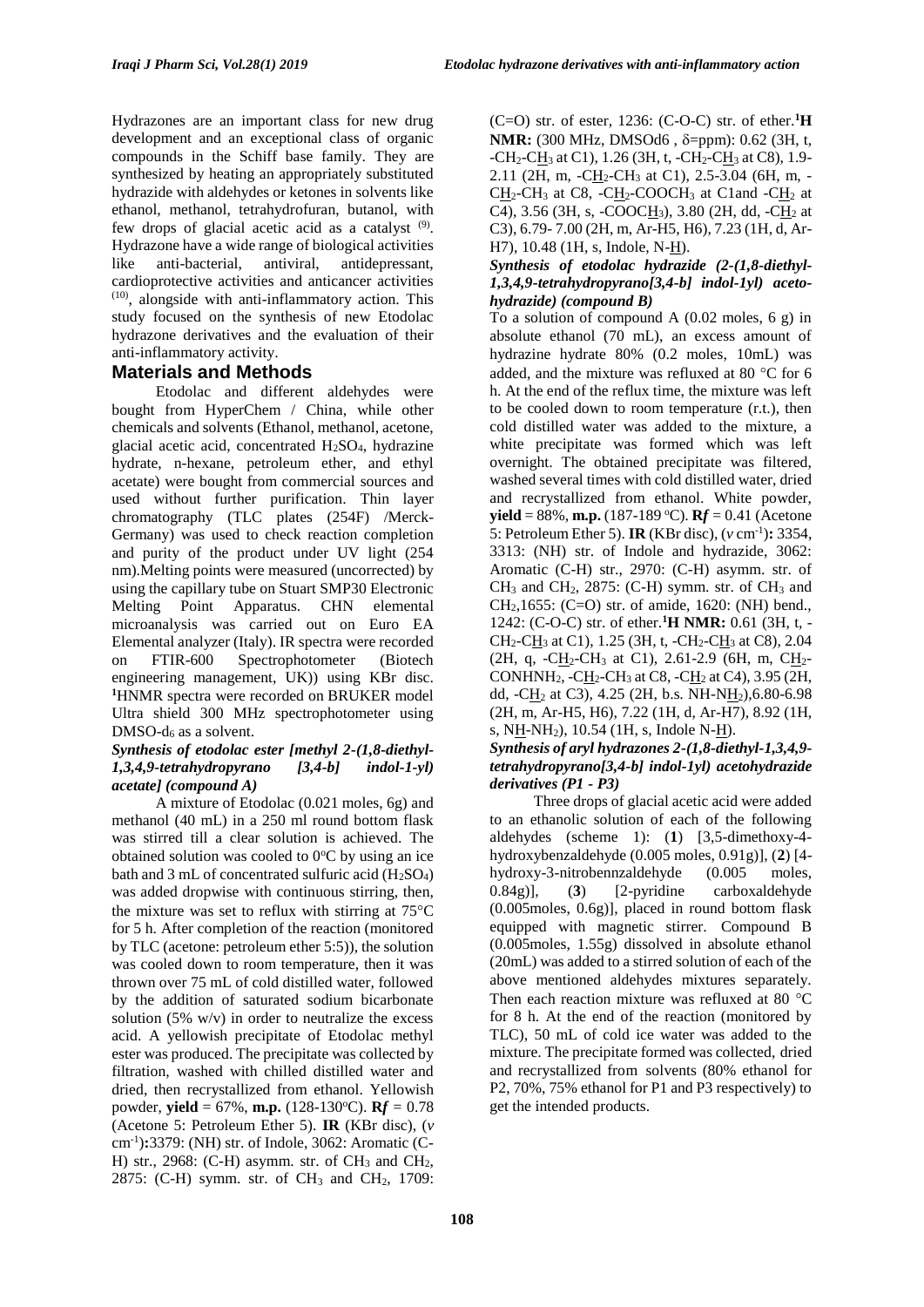Hydrazones are an important class for new drug development and an exceptional class of organic compounds in the Schiff base family. They are synthesized by heating an appropriately substituted hydrazide with aldehydes or ketones in solvents like ethanol, methanol, tetrahydrofuran, butanol, with few drops of glacial acetic acid as a catalyst [9]. Hydrazone have a wide range of biological activities like anti-bacterial, antiviral, antidepressant, cardioprotective activities and anticancer activities [10], alongside with anti-inflammatory action. This study focused on the synthesis of new Etodolac hydrazone derivatives and the evaluation of their anti-inflammatory activity.

## Materials and Methods

Etodolac and different aldehydes were bought from HyperChem / China, while other chemicals and solvents (Ethanol, methanol, acetone, glacial acetic acid, concentrated $H_2SO_4$, hydrazine hydrate, n-hexane, petroleum ether, and ethyl acetate) were bought from commercial sources and used without further purification. Thin layer chromatography (TLC plates (254F) /Merck-Germany) was used to check reaction completion and purity of the product under UV light (254 nm).Melting points were measured (uncorrected) by using the capillary tube on Stuart SMP30 Electronic Melting Point Apparatus. CHN elemental microanalysis was carried out on Euro EA Elemental analyzer (Italy). IR spectra were recorded on FTIR-600 Spectrophotometer (Biotech engineering management, UK)) using KBr disc. $^1$HNMR spectra were recorded on BRUKER model Ultra shield 300 MHz spectrophotometer using DMSO-$d_6$ as a solvent.

### *Synthesis of etodolac ester [methyl 2-(1,8-diethyl-1,3,4,9-tetrahydropyrano [3,4-b] indol-1-yl) acetate] (compound A)*

A mixture of Etodolac (0.021 moles, 6g) and methanol (40 mL) in a 250 ml round bottom flask was stirred till a clear solution is achieved. The obtained solution was cooled to 0°C by using an ice bath and 3 mL of concentrated sulfuric acid ($H_2SO_4$) was added dropwise with continuous stirring, then, the mixture was set to reflux with stirring at 75°C for 5 h. After completion of the reaction (monitored by TLC (acetone: petroleum ether 5:5)), the solution was cooled down to room temperature, then it was thrown over 75 mL of cold distilled water, followed by the addition of saturated sodium bicarbonate solution (5% w/v) in order to neutralize the excess acid. A yellowish precipitate of Etodolac methyl ester was produced. The precipitate was collected by filtration, washed with chilled distilled water and dried, then recrystallized from ethanol. Yellowish powder, **yield** = 67%, **m.p.** (128-130°C). **R*f*** = 0.78 (Acetone 5: Petroleum Ether 5). **IR** (KBr disc), ($v$ cm$^{-1}$)**:** 3379: (NH) str. of Indole, 3062: Aromatic (C-H) str., 2968: (C-H) asymm. str. of $CH_3$ and $CH_2$, 2875: (C-H) symm. str. of $CH_3$ and $CH_2$, 1709: (C=O) str. of ester, 1236: (C-O-C) str. of ether.**$^1$H NMR:** (300 MHz, DMSOd6 , δ=ppm): 0.62 (3H, t, -$CH_2$-C<u>H</u>$_3$ at C1), 1.26 (3H, t, -$CH_2$-C<u>H</u>$_3$ at C8), 1.9-2.11 (2H, m, -C<u>H</u>$_2$-$CH_3$ at C1), 2.5-3.04 (6H, m, -C<u>H</u>$_2$-$CH_3$ at C8, -C<u>H</u>$_2$-$COOCH_3$ at C1and -C<u>H</u>$_2$ at C4), 3.56 (3H, s, -COOC<u>H</u>$_3$), 3.80 (2H, dd, -C<u>H</u>$_2$ at C3), 6.79- 7.00 (2H, m, Ar-H5, H6), 7.23 (1H, d, Ar-H7), 10.48 (1H, s, Indole, N-<u>H</u>).

### *Synthesis of etodolac hydrazide (2-(1,8-diethyl-1,3,4,9-tetrahydropyrano[3,4-b] indol-1yl) aceto-hydrazide) (compound B)*

To a solution of compound A (0.02 moles, 6 g) in absolute ethanol (70 mL), an excess amount of hydrazine hydrate 80% (0.2 moles, 10mL) was added, and the mixture was refluxed at 80 °C for 6 h. At the end of the reflux time, the mixture was left to be cooled down to room temperature (r.t.), then cold distilled water was added to the mixture, a white precipitate was formed which was left overnight. The obtained precipitate was filtered, washed several times with cold distilled water, dried and recrystallized from ethanol. White powder, **yield** = 88%, **m.p.** (187-189 °C). **R*f*** = 0.41 (Acetone 5: Petroleum Ether 5). **IR** (KBr disc), ($v$ cm$^{-1}$)**:** 3354, 3313: (NH) str. of Indole and hydrazide, 3062: Aromatic (C-H) str., 2970: (C-H) asymm. str. of $CH_3$ and $CH_2$, 2875: (C-H) symm. str. of $CH_3$ and $CH_2$,1655: (C=O) str. of amide, 1620: (NH) bend., 1242: (C-O-C) str. of ether.**$^1$H NMR:** 0.61 (3H, t, -$CH_2$-C<u>H</u>$_3$ at C1), 1.25 (3H, t, -$CH_2$-C<u>H</u>$_3$ at C8), 2.04 (2H, q, -C<u>H</u>$_2$-$CH_3$ at C1), 2.61-2.9 (6H, m, C<u>H</u>$_2$-$CONHNH_2$, -C<u>H</u>$_2$-$CH_3$ at C8, -C<u>H</u>$_2$ at C4), 3.95 (2H, dd, -C<u>H</u>$_2$ at C3), 4.25 (2H, b.s. NH-N<u>H</u>$_2$),6.80-6.98 (2H, m, Ar-H5, H6), 7.22 (1H, d, Ar-H7), 8.92 (1H, s, N<u>H</u>-$NH_2$), 10.54 (1H, s, Indole N-<u>H</u>).

### *Synthesis of aryl hydrazones 2-(1,8-diethyl-1,3,4,9-tetrahydropyrano[3,4-b] indol-1yl) acetohydrazide derivatives (P1 - P3)*

Three drops of glacial acetic acid were added to an ethanolic solution of each of the following aldehydes (scheme 1): (**1**) [3,5-dimethoxy-4-hydroxybenzaldehyde (0.005 moles, 0.91g)], (**2**) [4-hydroxy-3-nitrobennzaldehyde (0.005 moles, 0.84g)], (**3**) [2-pyridine carboxaldehyde (0.005moles, 0.6g)], placed in round bottom flask equipped with magnetic stirrer. Compound B (0.005moles, 1.55g) dissolved in absolute ethanol (20mL) was added to a stirred solution of each of the above mentioned aldehydes mixtures separately. Then each reaction mixture was refluxed at 80 °C for 8 h. At the end of the reaction (monitored by TLC), 50 mL of cold ice water was added to the mixture. The precipitate formed was collected, dried and recrystallized from solvents (80% ethanol for P2, 70%, 75% ethanol for P1 and P3 respectively) to get the intended products.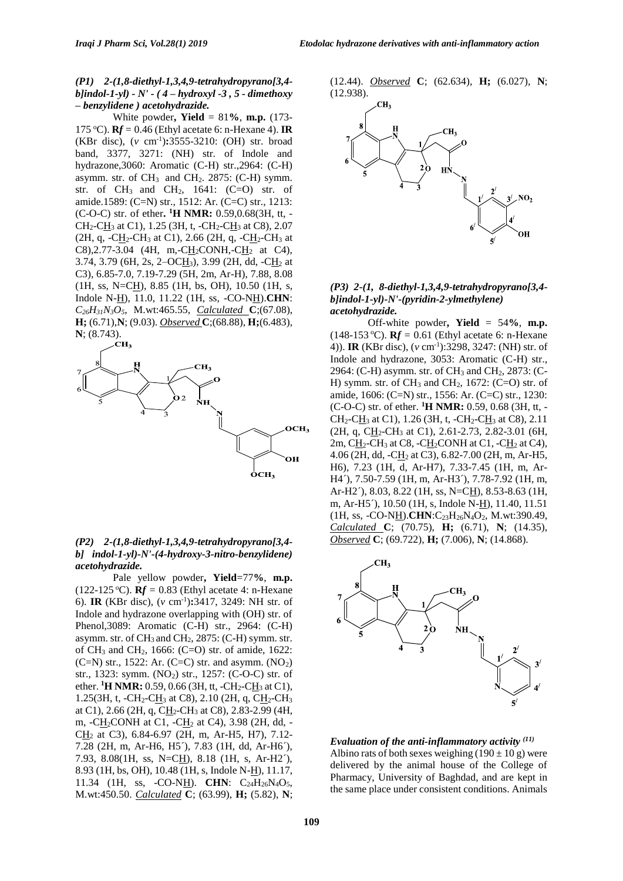***(P1) 2-(1,8-diethyl-1,3,4,9-tetrahydropyrano[3,4-b]indol-1-yl) - N' - ( 4 – hydroxyl -3 , 5 - dimethoxy – benzylidene ) acetohydrazide.***

White powder**, Yield** = 81**%**, **m.p.** (173-175 °C). **R*f*** = 0.46 (Ethyl acetate 6: n-Hexane 4). **IR** (KBr disc), (*v* $cm^{-1}$)**:**3555-3210: (OH) str. broad band, 3377, 3271: (NH) str. of Indole and hydrazone,3060: Aromatic (C-H) str.,2964: (C-H) asymm. str. of $CH_3$ and $CH_2$. 2875: (C-H) symm. str. of $CH_3$ and $CH_2$, 1641: (C=O) str. of amide.1589: (C=N) str., 1512: Ar. (C=C) str., 1213: (C-O-C) str. of ether**.** $^1$**H NMR:** 0.59,0.68(3H, tt, -$CH_2$-C$\underline{H}_3$ at C1), 1.25 (3H, t, -$CH_2$-C$\underline{H}_3$ at C8), 2.07 (2H, q, -C$\underline{H}_2$-$CH_3$ at C1), 2.66 (2H, q, -C$\underline{H}_2$-$CH_3$ at C8),2.77-3.04 (4H, m,-C$\underline{H}_2$CONH,-C$\underline{H}_2$ at C4), 3.74, 3.79 (6H, 2s, 2–OC$\underline{H}_3$), 3.99 (2H, dd, -C$\underline{H}_2$ at C3), 6.85-7.0, 7.19-7.29 (5H, 2m, Ar-H), 7.88, 8.08 (1H, ss, N=C$\underline{H}$), 8.85 (1H, bs, OH), 10.50 (1H, s, Indole N-$\underline{H}$), 11.0, 11.22 (1H, ss, -CO-N$\underline{H}$).**CHN**: $C_{26}H_{31}N_3O_5$, M.wt:465.55, ***Calculated*** **C**;(67.08), **H;** (6.71),**N**; (9.03). ***Observed*** **C**;(68.88), **H;**(6.483), **N**; (8.743).

***(P2) 2-(1,8-diethyl-1,3,4,9-tetrahydropyrano[3,4-b] indol-1-yl)-N'-(4-hydroxy-3-nitro-benzylidene) acetohydrazide.***

Pale yellow powder**, Yield**=77**%**, **m.p.** (122-125 °C). **R*f*** = 0.83 (Ethyl acetate 4: n-Hexane 6). **IR** (KBr disc), (*v* $cm^{-1}$)**:**3417, 3249: NH str. of Indole and hydrazone overlapping with (OH) str. of Phenol,3089: Aromatic (C-H) str., 2964: (C-H) asymm. str. of $CH_3$ and $CH_2$, 2875: (C-H) symm. str. of $CH_3$ and $CH_2$, 1666: (C=O) str. of amide, 1622: (C=N) str., 1522: Ar. (C=C) str. and asymm. ($NO_2$) str., 1323: symm. ($NO_2$) str., 1257: (C-O-C) str. of ether. $^1$**H NMR:** 0.59, 0.66 (3H, tt, -$CH_2$-C$\underline{H}_3$ at C1), 1.25(3H, t, -$CH_2$-C$\underline{H}_3$ at C8), 2.10 (2H, q, C$\underline{H}_2$-$CH_3$ at C1), 2.66 (2H, q, C$\underline{H}_2$-$CH_3$ at C8), 2.83-2.99 (4H, m, -C$\underline{H}_2$CONH at C1, -C$\underline{H}_2$ at C4), 3.98 (2H, dd, -C$\underline{H}_2$ at C3), 6.84-6.97 (2H, m, Ar-H5, H7), 7.12-7.28 (2H, m, Ar-H6, H5´), 7.83 (1H, dd, Ar-H6´), 7.93, 8.08(1H, ss, N=C$\underline{H}$), 8.18 (1H, s, Ar-H2´), 8.93 (1H, bs, OH), 10.48 (1H, s, Indole N-$\underline{H}$), 11.17, 11.34 (1H, ss, -CO-N$\underline{H}$). **CHN**: $C_{24}H_{26}N_4O_5$, M.wt:450.50. ***Calculated*** **C**; (63.99), **H;** (5.82), **N**; (12.44). ***Observed*** **C**; (62.634), **H;** (6.027), **N**; (12.938).

***(P3) 2-(1, 8-diethyl-1,3,4,9-tetrahydropyrano[3,4-b]indol-1-yl)-N'-(pyridin-2-ylmethylene) acetohydrazide.***

Off-white powder**, Yield** = 54**%**, **m.p.** (148-153 °C). **R*f*** = 0.61 (Ethyl acetate 6: n-Hexane 4)). **IR** (KBr disc), (*v* $cm^{-1}$):3298, 3247: (NH) str. of Indole and hydrazone, 3053: Aromatic (C-H) str., 2964: (C-H) asymm. str. of $CH_3$ and $CH_2$, 2873: (C-H) symm. str. of $CH_3$ and $CH_2$, 1672: (C=O) str. of amide, 1606: (C=N) str., 1556: Ar. (C=C) str., 1230: (C-O-C) str. of ether. $^1$**H NMR:** 0.59, 0.68 (3H, tt, -$CH_2$-C$\underline{H}_3$ at C1), 1.26 (3H, t, -$CH_2$-C$\underline{H}_3$ at C8), 2.11 (2H, q, C$\underline{H}_2$-$CH_3$ at C1), 2.61-2.73, 2.82-3.01 (6H, 2m, C$\underline{H}_2$-$CH_3$ at C8, -C$\underline{H}_2$CONH at C1, -C$\underline{H}_2$ at C4), 4.06 (2H, dd, -C$\underline{H}_2$ at C3), 6.82-7.00 (2H, m, Ar-H5, H6), 7.23 (1H, d, Ar-H7), 7.33-7.45 (1H, m, Ar-H4´), 7.50-7.59 (1H, m, Ar-H3´), 7.78-7.92 (1H, m, Ar-H2´), 8.03, 8.22 (1H, ss, N=C$\underline{H}$), 8.53-8.63 (1H, m, Ar-H5´), 10.50 (1H, s, Indole N-$\underline{H}$), 11.40, 11.51 (1H, ss, -CO-N$\underline{H}$).**CHN**:$C_{23}H_{26}N_4O_2$, M.wt:390.49, ***Calculated*** **C**; (70.75), **H;** (6.71), **N**; (14.35), ***Observed*** **C**; (69.722), **H;** (7.006), **N**; (14.868).

### *Evaluation of the anti-inflammatory activity [11]*

Albino rats of both sexes weighing (190 ± 10 g) were delivered by the animal house of the College of Pharmacy, University of Baghdad, and are kept in the same place under consistent conditions. Animals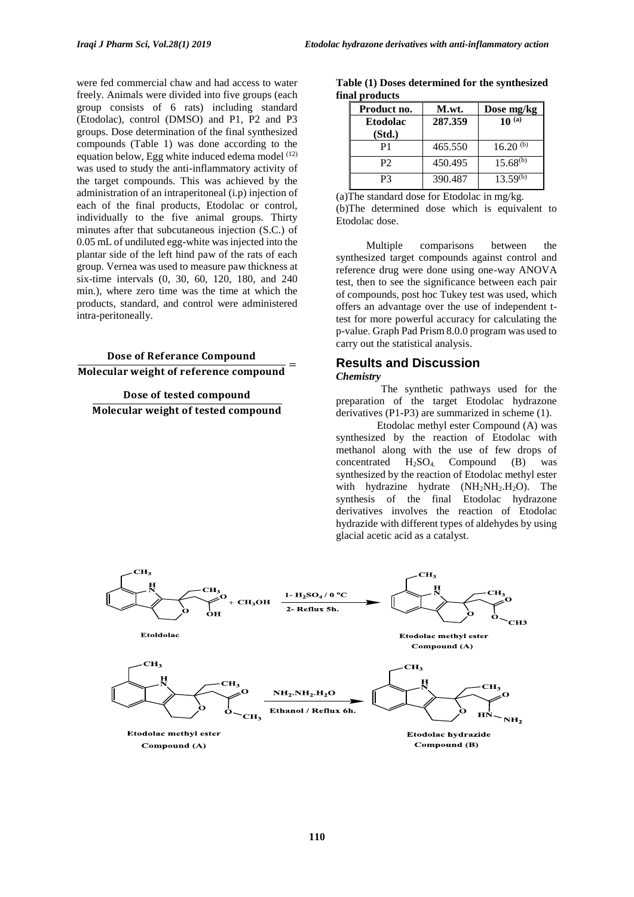were fed commercial chaw and had access to water freely. Animals were divided into five groups (each group consists of 6 rats) including standard (Etodolac), control (DMSO) and P1, P2 and P3 groups. Dose determination of the final synthesized compounds (Table 1) was done according to the equation below, Egg white induced edema model [12] was used to study the anti-inflammatory activity of the target compounds. This was achieved by the administration of an intraperitoneal (i.p) injection of each of the final products, Etodolac or control, individually to the five animal groups. Thirty minutes after that subcutaneous injection (S.C.) of 0.05 mL of undiluted egg-white was injected into the plantar side of the left hind paw of the rats of each group. Vernea was used to measure paw thickness at six-time intervals (0, 30, 60, 120, 180, and 240 min.), where zero time was the time at which the products, standard, and control were administered intra-peritoneally.

$$\frac{\textbf{Dose of Referance Compound}}{\textbf{Molecular weight of reference compound}} = \frac{\textbf{Dose of tested compound}}{\textbf{Molecular weight of tested compound}}$$

**Table (1) Doses determined for the synthesized final products**

| Product no. | M.wt. | Dose mg/kg |
|---|---|---|
| **Etodolac (Std.)** | **287.359** | **10 [a]** |
| P1 | 465.550 | 16.20 [b] |
| P2 | 450.495 | 15.68[b] |
| P3 | 390.487 | 13.59[b] |

(a)The standard dose for Etodolac in mg/kg.
(b)The determined dose which is equivalent to Etodolac dose.

Multiple comparisons between the synthesized target compounds against control and reference drug were done using one-way ANOVA test, then to see the significance between each pair of compounds, post hoc Tukey test was used, which offers an advantage over the use of independent t-test for more powerful accuracy for calculating the p-value. Graph Pad Prism 8.0.0 program was used to carry out the statistical analysis.

## Results and Discussion

### *Chemistry*

The synthetic pathways used for the preparation of the target Etodolac hydrazone derivatives (P1-P3) are summarized in scheme (1).

Etodolac methyl ester Compound (A) was synthesized by the reaction of Etodolac with methanol along with the use of few drops of concentrated $H_2SO_4$. Compound (B) was synthesized by the reaction of Etodolac methyl ester with hydrazine hydrate ($NH_2NH_2.H_2O$). The synthesis of the final Etodolac hydrazone derivatives involves the reaction of Etodolac hydrazide with different types of aldehydes by using glacial acetic acid as a catalyst.

Etoldolac + $CH_3OH$ → (1- $H_2SO_4$ / 0 ºC; 2- Reflux 5h.) → Etodolac methyl ester Compound (A)

Etodolac methyl ester Compound (A) → ($NH_2.NH_2.H_2O$; Ethanol / Reflux 6h.) → Etodolac hydrazide Compound (B)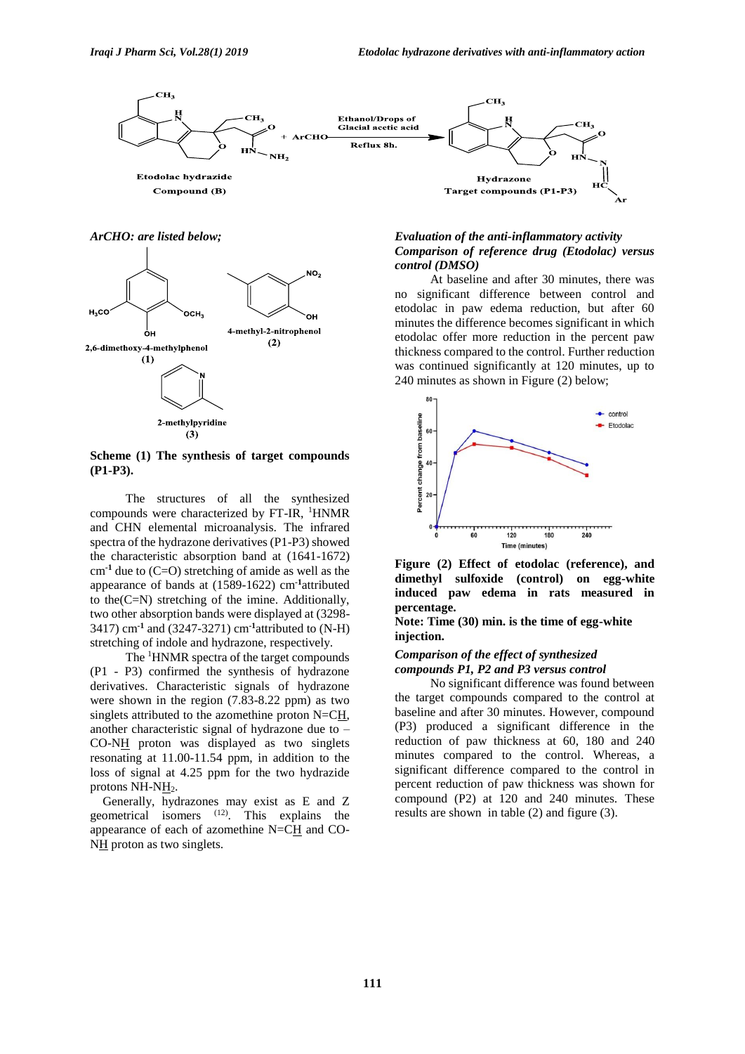ArCHO: are listed below;

2,6-dimethoxy-4-methylphenol (1)

4-methyl-2-nitrophenol (2)

2-methylpyridine (3)

**Scheme (1) The synthesis of target compounds (P1-P3).**

The structures of all the synthesized compounds were characterized by FT-IR, $^1$HNMR and CHN elemental microanalysis. The infrared spectra of the hydrazone derivatives (P1-P3) showed the characteristic absorption band at (1641-1672) $cm^{-1}$ due to (C=O) stretching of amide as well as the appearance of bands at (1589-1622) $cm^{-1}$ attributed to the (C=N) stretching of the imine. Additionally, two other absorption bands were displayed at (3298-3417) $cm^{-1}$ and (3247-3271) $cm^{-1}$ attributed to (N-H) stretching of indole and hydrazone, respectively.

The $^1$HNMR spectra of the target compounds (P1 - P3) confirmed the synthesis of hydrazone derivatives. Characteristic signals of hydrazone were shown in the region (7.83-8.22 ppm) as two singlets attributed to the azomethine proton N=CH, another characteristic signal of hydrazone due to –CO-NH proton was displayed as two singlets resonating at 11.00-11.54 ppm, in addition to the loss of signal at 4.25 ppm for the two hydrazide protons NH-$NH_2$.

Generally, hydrazones may exist as E and Z geometrical isomers [12]. This explains the appearance of each of azomethine N=CH and CO-NH proton as two singlets.

### *Evaluation of the anti-inflammatory activity*

#### *Comparison of reference drug (Etodolac) versus control (DMSO)*

At baseline and after 30 minutes, there was no significant difference between control and etodolac in paw edema reduction, but after 60 minutes the difference becomes significant in which etodolac offer more reduction in the percent paw thickness compared to the control. Further reduction was continued significantly at 120 minutes, up to 240 minutes as shown in Figure (2) below;

**Figure (2) Effect of etodolac (reference), and dimethyl sulfoxide (control) on egg-white induced paw edema in rats measured in percentage.**

**Note: Time (30) min. is the time of egg-white injection.**

#### *Comparison of the effect of synthesized compounds P1, P2 and P3 versus control*

No significant difference was found between the target compounds compared to the control at baseline and after 30 minutes. However, compound (P3) produced a significant difference in the reduction of paw thickness at 60, 180 and 240 minutes compared to the control. Whereas, a significant difference compared to the control in percent reduction of paw thickness was shown for compound (P2) at 120 and 240 minutes. These results are shown in table (2) and figure (3).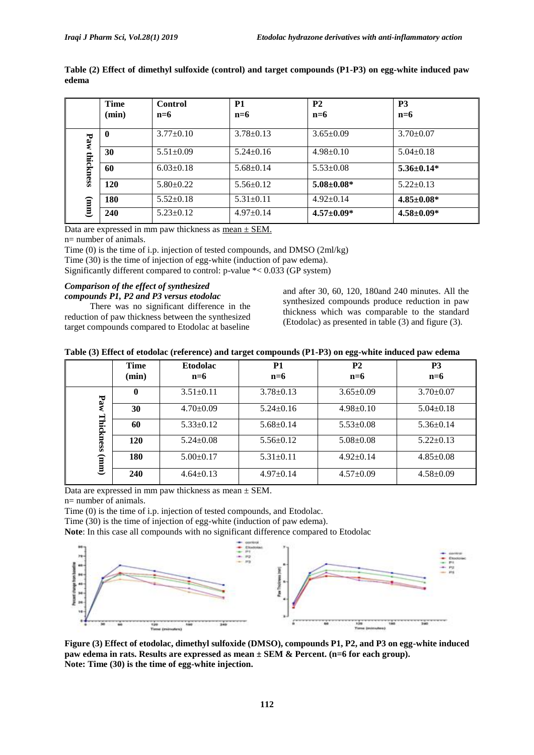**Table (2) Effect of dimethyl sulfoxide (control) and target compounds (P1-P3) on egg-white induced paw edema**

| | Time (min) | Control n=6 | P1 n=6 | P2 n=6 | P3 n=6 |
|---|---|---|---|---|---|
| Paw thickness (mm) | 0 | 3.77±0.10 | 3.78±0.13 | 3.65±0.09 | 3.70±0.07 |
| | 30 | 5.51±0.09 | 5.24±0.16 | 4.98±0.10 | 5.04±0.18 |
| | 60 | 6.03±0.18 | 5.68±0.14 | 5.53±0.08 | **5.36±0.14*** |
| | 120 | 5.80±0.22 | 5.56±0.12 | **5.08±0.08*** | 5.22±0.13 |
| | 180 | 5.52±0.18 | 5.31±0.11 | 4.92±0.14 | **4.85±0.08*** |
| | 240 | 5.23±0.12 | 4.97±0.14 | **4.57±0.09*** | **4.58±0.09*** |

Data are expressed in mm paw thickness as mean ± SEM.

n= number of animals.

Time (0) is the time of i.p. injection of tested compounds, and DMSO (2ml/kg)

Time (30) is the time of injection of egg-white (induction of paw edema).

Significantly different compared to control: p-value *< 0.033 (GP system)

### *Comparison of the effect of synthesized compounds P1, P2 and P3 versus etodolac*

There was no significant difference in the reduction of paw thickness between the synthesized target compounds compared to Etodolac at baseline and after 30, 60, 120, 180and 240 minutes. All the synthesized compounds produce reduction in paw thickness which was comparable to the standard (Etodolac) as presented in table (3) and figure (3).

**Table (3) Effect of etodolac (reference) and target compounds (P1-P3) on egg-white induced paw edema**

| | Time (min) | Etodolac n=6 | P1 n=6 | P2 n=6 | P3 n=6 |
|---|---|---|---|---|---|
| Paw Thickness (mm) | 0 | 3.51±0.11 | 3.78±0.13 | 3.65±0.09 | 3.70±0.07 |
| | 30 | 4.70±0.09 | 5.24±0.16 | 4.98±0.10 | 5.04±0.18 |
| | 60 | 5.33±0.12 | 5.68±0.14 | 5.53±0.08 | 5.36±0.14 |
| | 120 | 5.24±0.08 | 5.56±0.12 | 5.08±0.08 | 5.22±0.13 |
| | 180 | 5.00±0.17 | 5.31±0.11 | 4.92±0.14 | 4.85±0.08 |
| | 240 | 4.64±0.13 | 4.97±0.14 | 4.57±0.09 | 4.58±0.09 |

Data are expressed in mm paw thickness as mean ± SEM.

n= number of animals.

Time (0) is the time of i.p. injection of tested compounds, and Etodolac.

Time (30) is the time of injection of egg-white (induction of paw edema).

**Note**: In this case all compounds with no significant difference compared to Etodolac

**Figure (3) Effect of etodolac, dimethyl sulfoxide (DMSO), compounds P1, P2, and P3 on egg-white induced paw edema in rats. Results are expressed as mean ± SEM & Percent. (n=6 for each group).**
**Note: Time (30) is the time of egg-white injection.**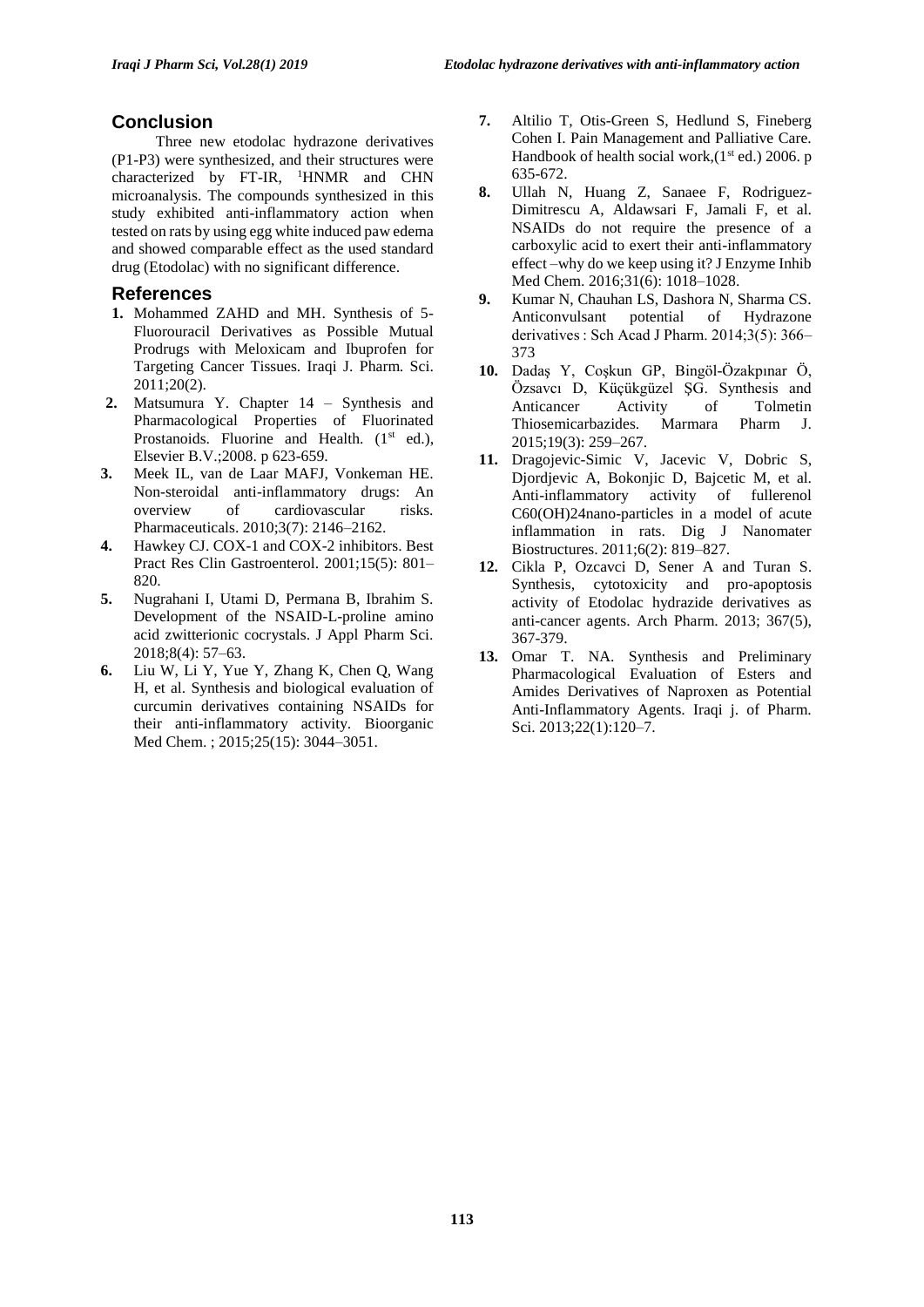## Conclusion

Three new etodolac hydrazone derivatives (P1-P3) were synthesized, and their structures were characterized by FT-IR, $^{1}$HNMR and CHN microanalysis. The compounds synthesized in this study exhibited anti-inflammatory action when tested on rats by using egg white induced paw edema and showed comparable effect as the used standard drug (Etodolac) with no significant difference.

## References

1. Mohammed ZAHD and MH. Synthesis of 5-Fluorouracil Derivatives as Possible Mutual Prodrugs with Meloxicam and Ibuprofen for Targeting Cancer Tissues. Iraqi J. Pharm. Sci. 2011;20(2).
2. Matsumura Y. Chapter 14 – Synthesis and Pharmacological Properties of Fluorinated Prostanoids. Fluorine and Health. (1st ed.), Elsevier B.V.;2008. p 623-659.
3. Meek IL, van de Laar MAFJ, Vonkeman HE. Non-steroidal anti-inflammatory drugs: An overview of cardiovascular risks. Pharmaceuticals. 2010;3(7): 2146–2162.
4. Hawkey CJ. COX-1 and COX-2 inhibitors. Best Pract Res Clin Gastroenterol. 2001;15(5): 801–820.
5. Nugrahani I, Utami D, Permana B, Ibrahim S. Development of the NSAID-L-proline amino acid zwitterionic cocrystals. J Appl Pharm Sci. 2018;8(4): 57–63.
6. Liu W, Li Y, Yue Y, Zhang K, Chen Q, Wang H, et al. Synthesis and biological evaluation of curcumin derivatives containing NSAIDs for their anti-inflammatory activity. Bioorganic Med Chem. ; 2015;25(15): 3044–3051.
7. Altilio T, Otis-Green S, Hedlund S, Fineberg Cohen I. Pain Management and Palliative Care. Handbook of health social work,(1st ed.) 2006. p 635-672.
8. Ullah N, Huang Z, Sanaee F, Rodriguez-Dimitrescu A, Aldawsari F, Jamali F, et al. NSAIDs do not require the presence of a carboxylic acid to exert their anti-inflammatory effect –why do we keep using it? J Enzyme Inhib Med Chem. 2016;31(6): 1018–1028.
9. Kumar N, Chauhan LS, Dashora N, Sharma CS. Anticonvulsant potential of Hydrazone derivatives : Sch Acad J Pharm. 2014;3(5): 366–373
10. Dadaş Y, Coşkun GP, Bingöl-Özakpınar Ö, Özsavcı D, Küçükgüzel ŞG. Synthesis and Anticancer Activity of Tolmetin Thiosemicarbazides. Marmara Pharm J. 2015;19(3): 259–267.
11. Dragojevic-Simic V, Jacevic V, Dobric S, Djordjevic A, Bokonjic D, Bajcetic M, et al. Anti-inflammatory activity of fullerenol C60(OH)24nano-particles in a model of acute inflammation in rats. Dig J Nanomater Biostructures. 2011;6(2): 819–827.
12. Cikla P, Ozcavci D, Sener A and Turan S. Synthesis, cytotoxicity and pro-apoptosis activity of Etodolac hydrazide derivatives as anti-cancer agents. Arch Pharm. 2013; 367(5), 367-379.
13. Omar T. NA. Synthesis and Preliminary Pharmacological Evaluation of Esters and Amides Derivatives of Naproxen as Potential Anti-Inflammatory Agents. Iraqi j. of Pharm. Sci. 2013;22(1):120–7.